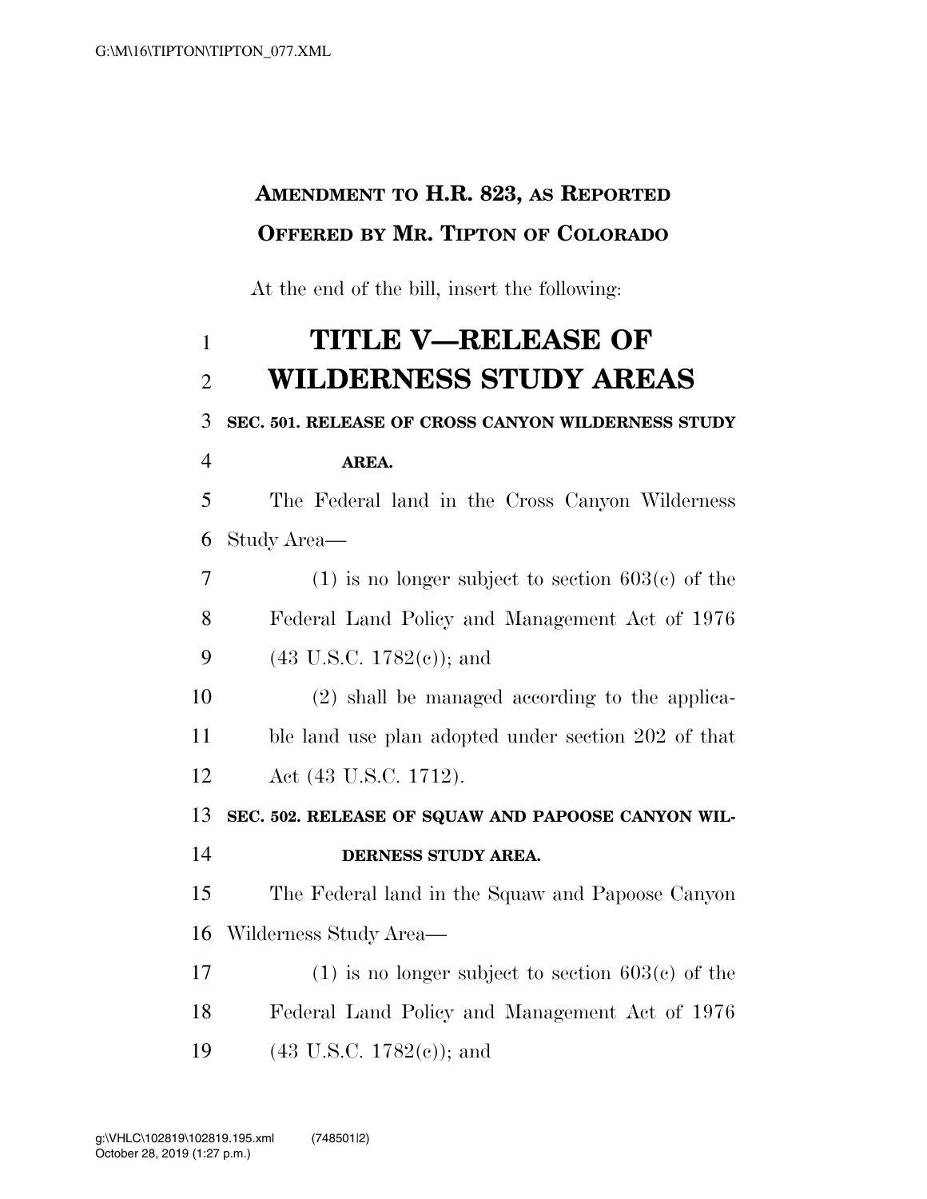**AMENDMENT TO H.R. 823, AS REPORTED**
**OFFERED BY MR. TIPTON OF COLORADO**

At the end of the bill, insert the following:

# TITLE V—RELEASE OF WILDERNESS STUDY AREAS

**SEC. 501. RELEASE OF CROSS CANYON WILDERNESS STUDY AREA.**

The Federal land in the Cross Canyon Wilderness Study Area—

(1) is no longer subject to section 603(c) of the Federal Land Policy and Management Act of 1976 (43 U.S.C. 1782(c)); and

(2) shall be managed according to the applicable land use plan adopted under section 202 of that Act (43 U.S.C. 1712).

**SEC. 502. RELEASE OF SQUAW AND PAPOOSE CANYON WILDERNESS STUDY AREA.**

The Federal land in the Squaw and Papoose Canyon Wilderness Study Area—

(1) is no longer subject to section 603(c) of the Federal Land Policy and Management Act of 1976 (43 U.S.C. 1782(c)); and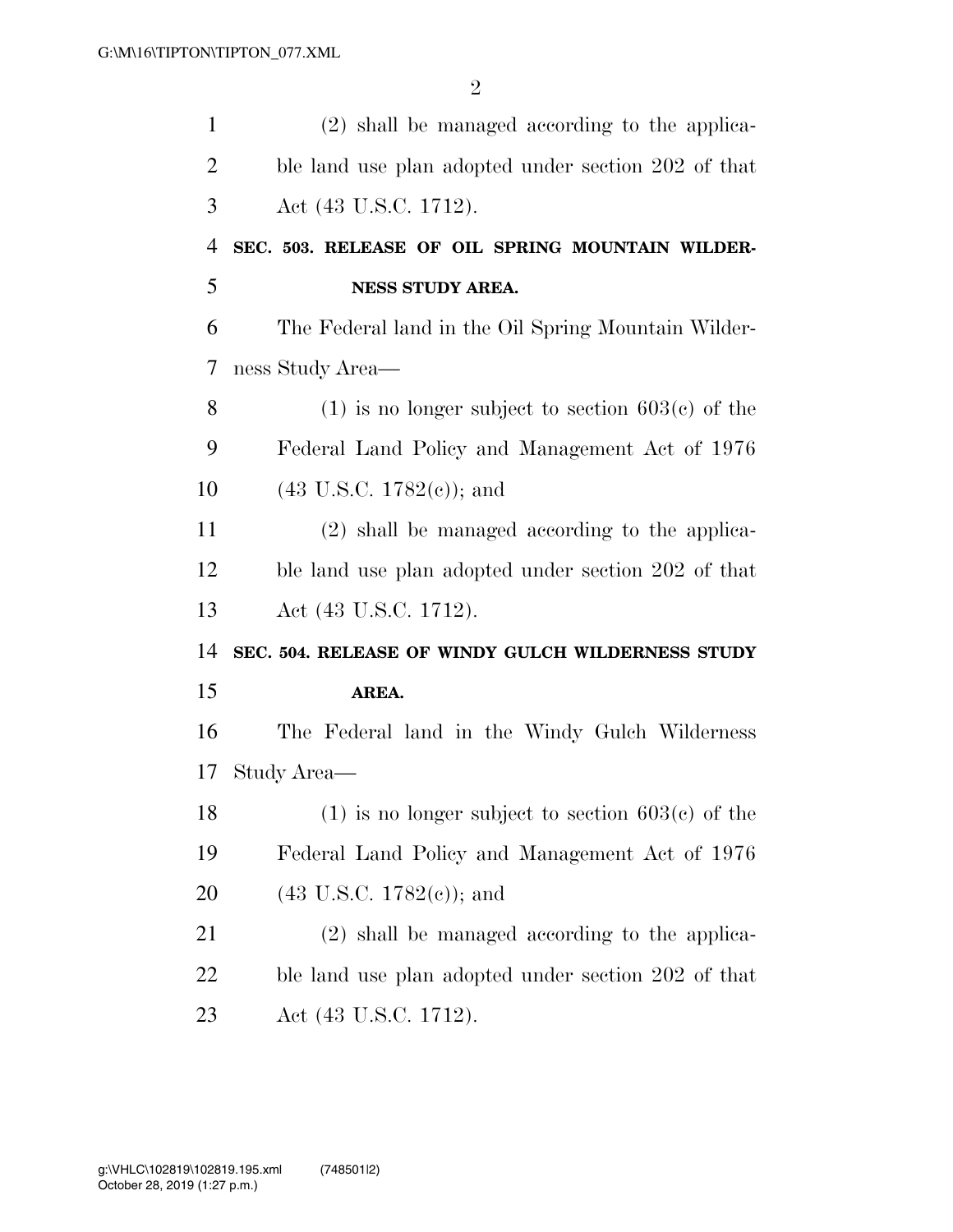(2) shall be managed according to the applicable land use plan adopted under section 202 of that Act (43 U.S.C. 1712).

**SEC. 503. RELEASE OF OIL SPRING MOUNTAIN WILDERNESS STUDY AREA.**

The Federal land in the Oil Spring Mountain Wilderness Study Area—

(1) is no longer subject to section 603(c) of the Federal Land Policy and Management Act of 1976 (43 U.S.C. 1782(c)); and

(2) shall be managed according to the applicable land use plan adopted under section 202 of that Act (43 U.S.C. 1712).

**SEC. 504. RELEASE OF WINDY GULCH WILDERNESS STUDY AREA.**

The Federal land in the Windy Gulch Wilderness Study Area—

(1) is no longer subject to section 603(c) of the Federal Land Policy and Management Act of 1976 (43 U.S.C. 1782(c)); and

(2) shall be managed according to the applicable land use plan adopted under section 202 of that Act (43 U.S.C. 1712).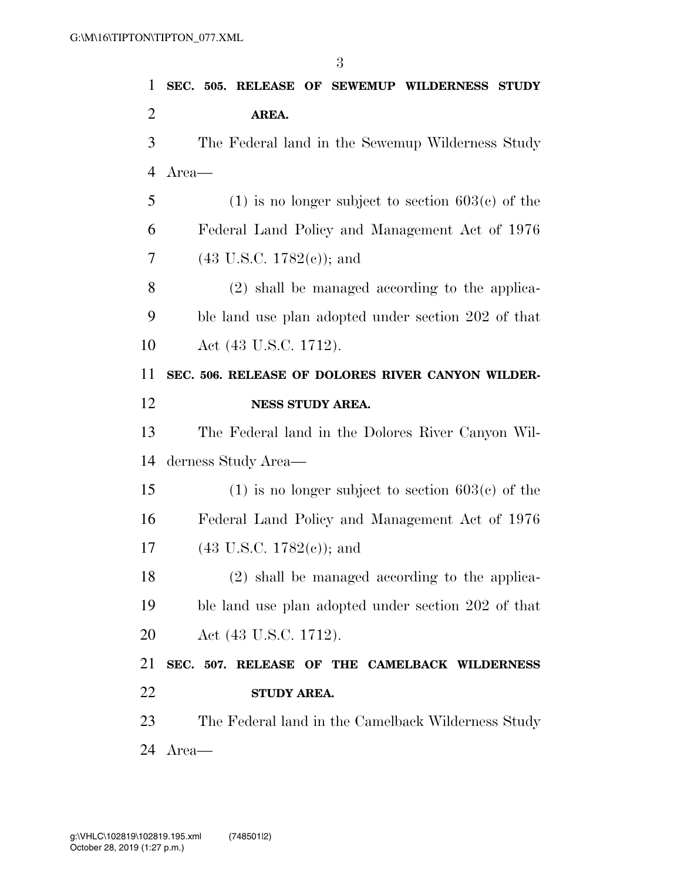**SEC. 505. RELEASE OF SEWEMUP WILDERNESS STUDY AREA.**

The Federal land in the Sewemup Wilderness Study Area—

(1) is no longer subject to section 603(c) of the Federal Land Policy and Management Act of 1976 (43 U.S.C. 1782(c)); and

(2) shall be managed according to the applicable land use plan adopted under section 202 of that Act (43 U.S.C. 1712).

**SEC. 506. RELEASE OF DOLORES RIVER CANYON WILDERNESS STUDY AREA.**

The Federal land in the Dolores River Canyon Wilderness Study Area—

(1) is no longer subject to section 603(c) of the Federal Land Policy and Management Act of 1976 (43 U.S.C. 1782(c)); and

(2) shall be managed according to the applicable land use plan adopted under section 202 of that Act (43 U.S.C. 1712).

**SEC. 507. RELEASE OF THE CAMELBACK WILDERNESS STUDY AREA.**

The Federal land in the Camelback Wilderness Study Area—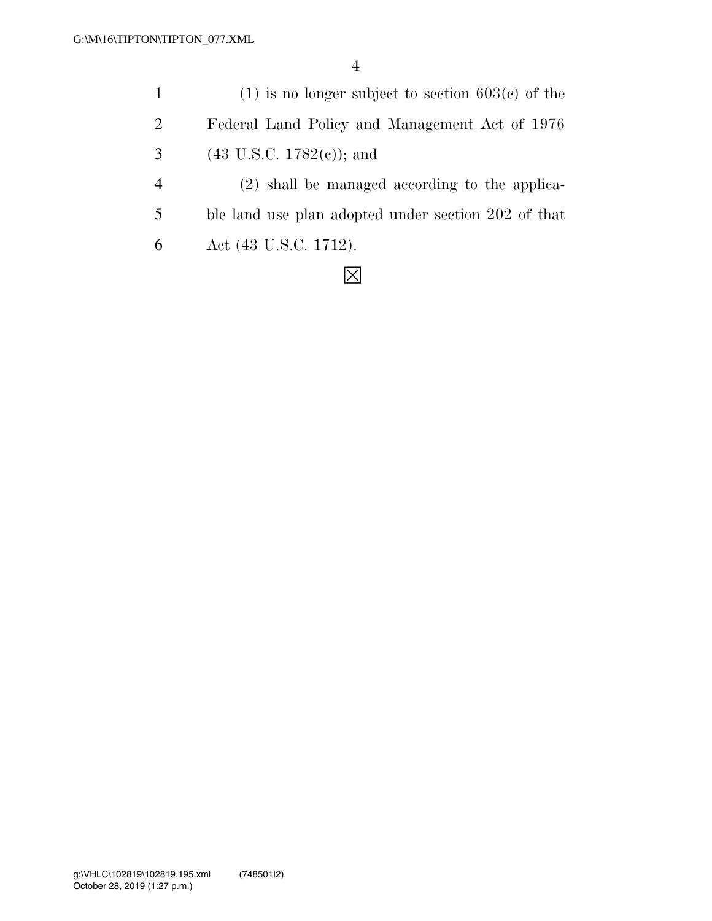(1) is no longer subject to section 603(c) of the Federal Land Policy and Management Act of 1976 (43 U.S.C. 1782(c)); and

(2) shall be managed according to the applicable land use plan adopted under section 202 of that Act (43 U.S.C. 1712).